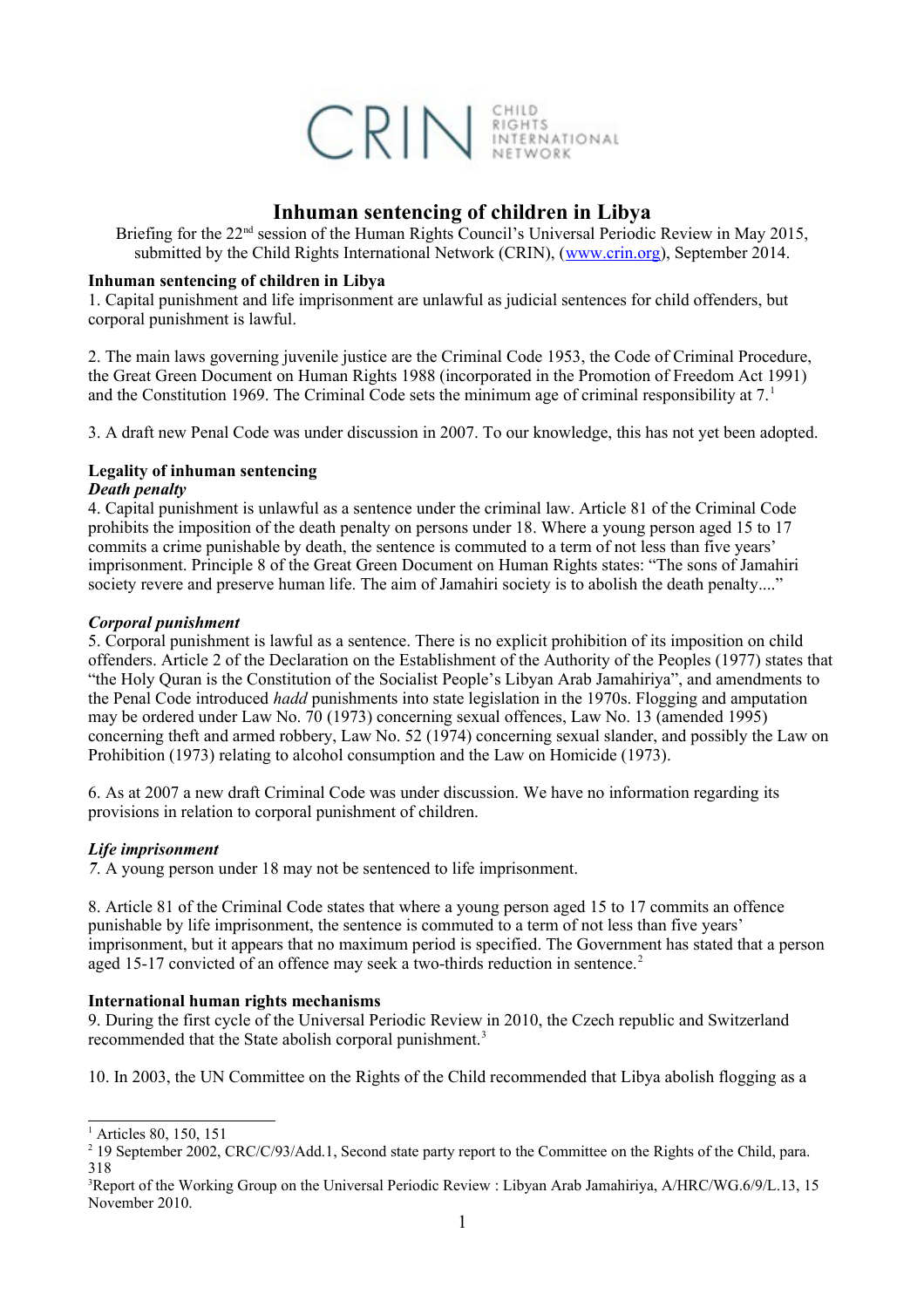CRIN CHILD RIGHTS INTERNATIONAL NETWORK

# Inhuman sentencing of children in Libya

Briefing for the 22nd session of the Human Rights Council's Universal Periodic Review in May 2015, submitted by the Child Rights International Network (CRIN), (www.crin.org), September 2014.

**Inhuman sentencing of children in Libya**

1. Capital punishment and life imprisonment are unlawful as judicial sentences for child offenders, but corporal punishment is lawful.

2. The main laws governing juvenile justice are the Criminal Code 1953, the Code of Criminal Procedure, the Great Green Document on Human Rights 1988 (incorporated in the Promotion of Freedom Act 1991) and the Constitution 1969. The Criminal Code sets the minimum age of criminal responsibility at 7.[1]

3. A draft new Penal Code was under discussion in 2007. To our knowledge, this has not yet been adopted.

**Legality of inhuman sentencing**

***Death penalty***

4. Capital punishment is unlawful as a sentence under the criminal law. Article 81 of the Criminal Code prohibits the imposition of the death penalty on persons under 18. Where a young person aged 15 to 17 commits a crime punishable by death, the sentence is commuted to a term of not less than five years' imprisonment. Principle 8 of the Great Green Document on Human Rights states: "The sons of Jamahiri society revere and preserve human life. The aim of Jamahiri society is to abolish the death penalty...."

***Corporal punishment***

5. Corporal punishment is lawful as a sentence. There is no explicit prohibition of its imposition on child offenders. Article 2 of the Declaration on the Establishment of the Authority of the Peoples (1977) states that "the Holy Quran is the Constitution of the Socialist People's Libyan Arab Jamahiriya", and amendments to the Penal Code introduced *hadd* punishments into state legislation in the 1970s. Flogging and amputation may be ordered under Law No. 70 (1973) concerning sexual offences, Law No. 13 (amended 1995) concerning theft and armed robbery, Law No. 52 (1974) concerning sexual slander, and possibly the Law on Prohibition (1973) relating to alcohol consumption and the Law on Homicide (1973).

6. As at 2007 a new draft Criminal Code was under discussion. We have no information regarding its provisions in relation to corporal punishment of children.

***Life imprisonment***

7. A young person under 18 may not be sentenced to life imprisonment.

8. Article 81 of the Criminal Code states that where a young person aged 15 to 17 commits an offence punishable by life imprisonment, the sentence is commuted to a term of not less than five years' imprisonment, but it appears that no maximum period is specified. The Government has stated that a person aged 15-17 convicted of an offence may seek a two-thirds reduction in sentence.[2]

**International human rights mechanisms**

9. During the first cycle of the Universal Periodic Review in 2010, the Czech republic and Switzerland recommended that the State abolish corporal punishment.[3]

10. In 2003, the UN Committee on the Rights of the Child recommended that Libya abolish flogging as a

---

[1] Articles 80, 150, 151

[2] 19 September 2002, CRC/C/93/Add.1, Second state party report to the Committee on the Rights of the Child, para. 318

[3] Report of the Working Group on the Universal Periodic Review : Libyan Arab Jamahiriya, A/HRC/WG.6/9/L.13, 15 November 2010.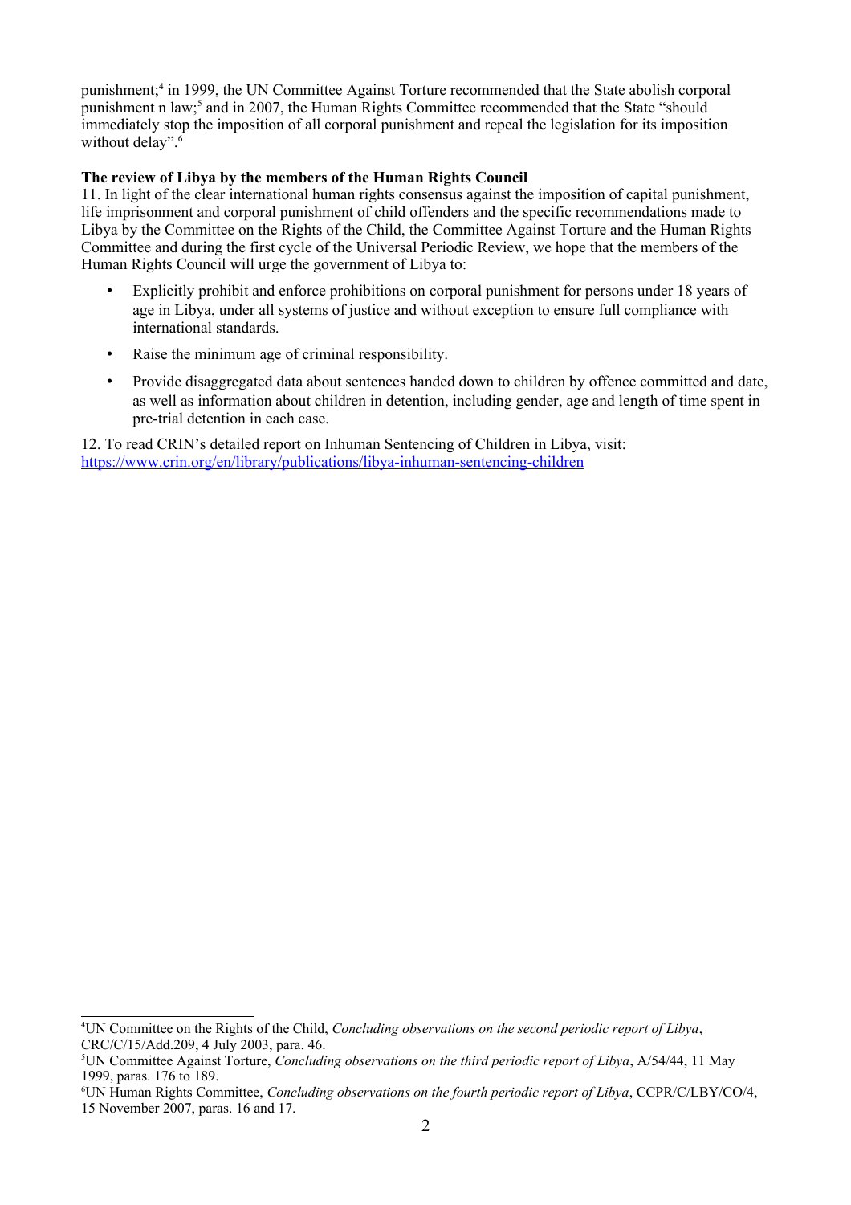punishment;[4] in 1999, the UN Committee Against Torture recommended that the State abolish corporal punishment n law;[5] and in 2007, the Human Rights Committee recommended that the State "should immediately stop the imposition of all corporal punishment and repeal the legislation for its imposition without delay".[6]

**The review of Libya by the members of the Human Rights Council**

11. In light of the clear international human rights consensus against the imposition of capital punishment, life imprisonment and corporal punishment of child offenders and the specific recommendations made to Libya by the Committee on the Rights of the Child, the Committee Against Torture and the Human Rights Committee and during the first cycle of the Universal Periodic Review, we hope that the members of the Human Rights Council will urge the government of Libya to:

- Explicitly prohibit and enforce prohibitions on corporal punishment for persons under 18 years of age in Libya, under all systems of justice and without exception to ensure full compliance with international standards.
- Raise the minimum age of criminal responsibility.
- Provide disaggregated data about sentences handed down to children by offence committed and date, as well as information about children in detention, including gender, age and length of time spent in pre-trial detention in each case.

12. To read CRIN's detailed report on Inhuman Sentencing of Children in Libya, visit: https://www.crin.org/en/library/publications/libya-inhuman-sentencing-children

---

[4]UN Committee on the Rights of the Child, *Concluding observations on the second periodic report of Libya*, CRC/C/15/Add.209, 4 July 2003, para. 46.

[5]UN Committee Against Torture, *Concluding observations on the third periodic report of Libya*, A/54/44, 11 May 1999, paras. 176 to 189.

[6]UN Human Rights Committee, *Concluding observations on the fourth periodic report of Libya*, CCPR/C/LBY/CO/4, 15 November 2007, paras. 16 and 17.